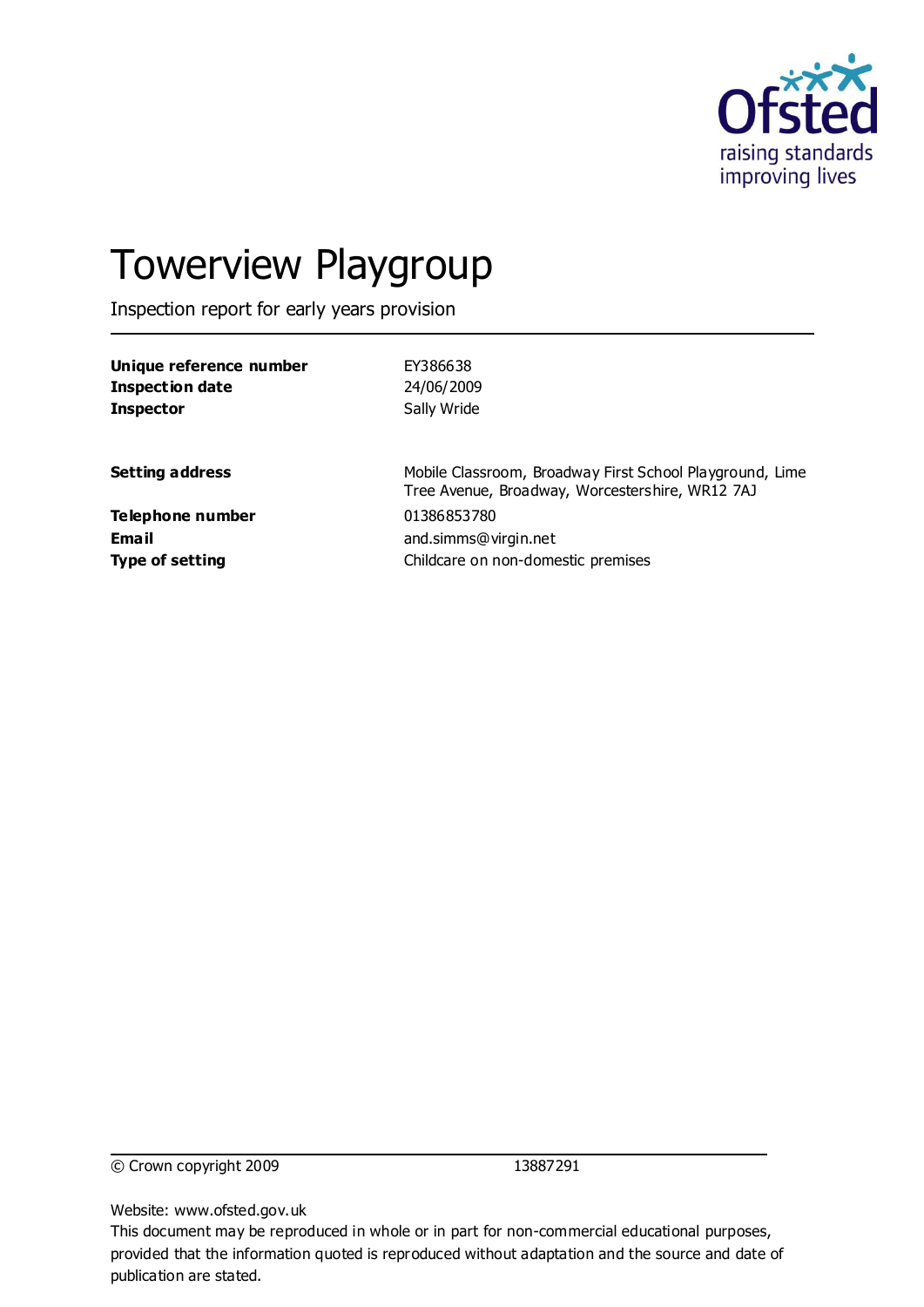Ofsted
raising standards
improving lives

# Towerview Playgroup

Inspection report for early years provision

| | |
|---|---|
| **Unique reference number** | EY386638 |
| **Inspection date** | 24/06/2009 |
| **Inspector** | Sally Wride |

| | |
|---|---|
| **Setting address** | Mobile Classroom, Broadway First School Playground, Lime Tree Avenue, Broadway, Worcestershire, WR12 7AJ |
| **Telephone number** | 01386853780 |
| **Email** | and.simms@virgin.net |
| **Type of setting** | Childcare on non-domestic premises |

© Crown copyright 2009 13887291

Website: www.ofsted.gov.uk

This document may be reproduced in whole or in part for non-commercial educational purposes, provided that the information quoted is reproduced without adaptation and the source and date of publication are stated.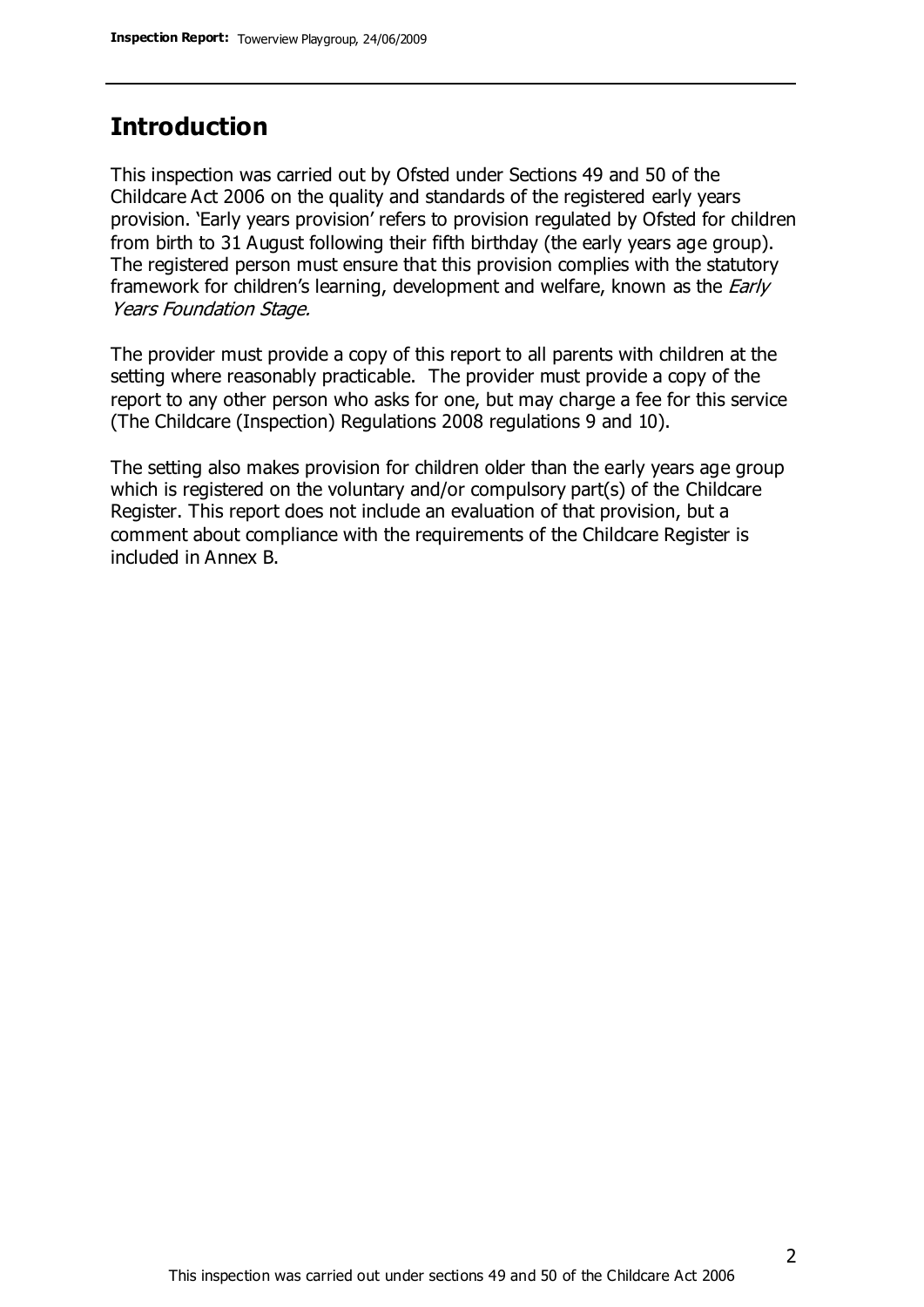## Introduction

This inspection was carried out by Ofsted under Sections 49 and 50 of the Childcare Act 2006 on the quality and standards of the registered early years provision. 'Early years provision' refers to provision regulated by Ofsted for children from birth to 31 August following their fifth birthday (the early years age group). The registered person must ensure that this provision complies with the statutory framework for children's learning, development and welfare, known as the *Early Years Foundation Stage.*

The provider must provide a copy of this report to all parents with children at the setting where reasonably practicable. The provider must provide a copy of the report to any other person who asks for one, but may charge a fee for this service (The Childcare (Inspection) Regulations 2008 regulations 9 and 10).

The setting also makes provision for children older than the early years age group which is registered on the voluntary and/or compulsory part(s) of the Childcare Register. This report does not include an evaluation of that provision, but a comment about compliance with the requirements of the Childcare Register is included in Annex B.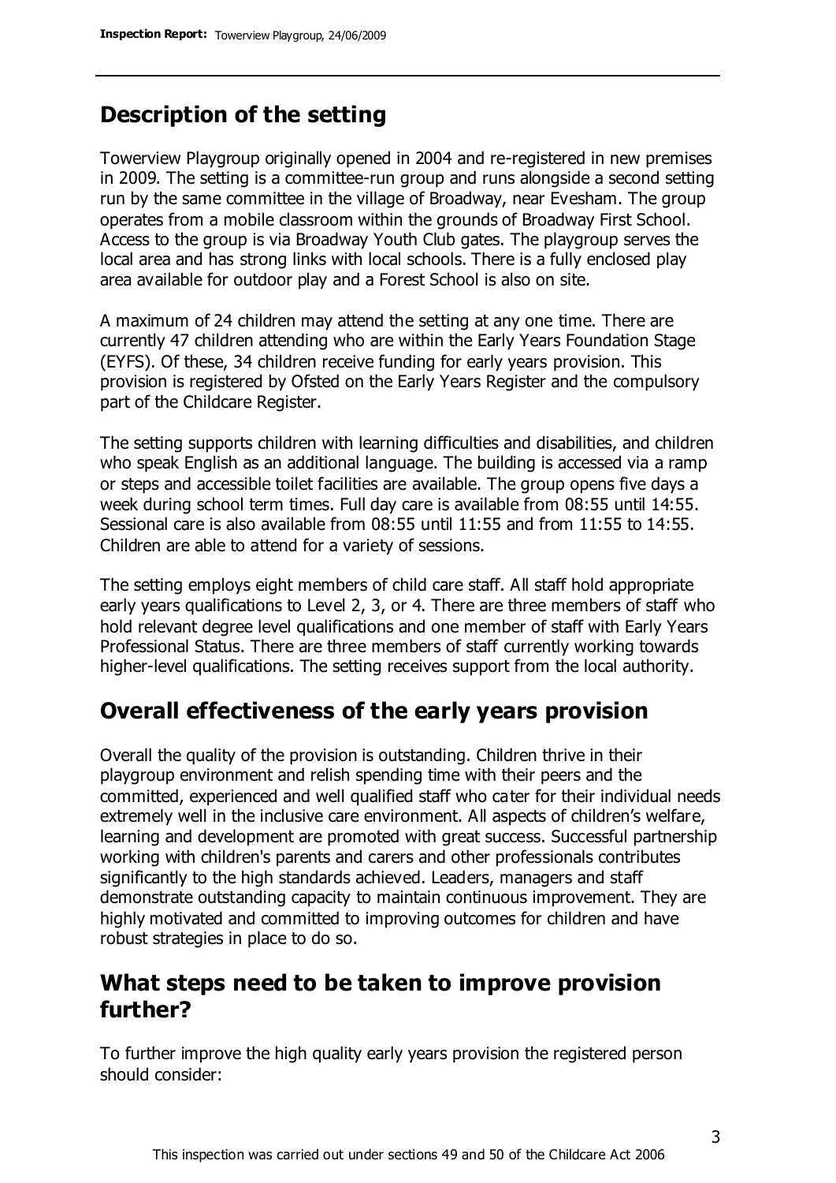## Description of the setting

Towerview Playgroup originally opened in 2004 and re-registered in new premises in 2009. The setting is a committee-run group and runs alongside a second setting run by the same committee in the village of Broadway, near Evesham. The group operates from a mobile classroom within the grounds of Broadway First School. Access to the group is via Broadway Youth Club gates. The playgroup serves the local area and has strong links with local schools. There is a fully enclosed play area available for outdoor play and a Forest School is also on site.

A maximum of 24 children may attend the setting at any one time. There are currently 47 children attending who are within the Early Years Foundation Stage (EYFS). Of these, 34 children receive funding for early years provision. This provision is registered by Ofsted on the Early Years Register and the compulsory part of the Childcare Register.

The setting supports children with learning difficulties and disabilities, and children who speak English as an additional language. The building is accessed via a ramp or steps and accessible toilet facilities are available. The group opens five days a week during school term times. Full day care is available from 08:55 until 14:55. Sessional care is also available from 08:55 until 11:55 and from 11:55 to 14:55. Children are able to attend for a variety of sessions.

The setting employs eight members of child care staff. All staff hold appropriate early years qualifications to Level 2, 3, or 4. There are three members of staff who hold relevant degree level qualifications and one member of staff with Early Years Professional Status. There are three members of staff currently working towards higher-level qualifications. The setting receives support from the local authority.

## Overall effectiveness of the early years provision

Overall the quality of the provision is outstanding. Children thrive in their playgroup environment and relish spending time with their peers and the committed, experienced and well qualified staff who cater for their individual needs extremely well in the inclusive care environment. All aspects of children's welfare, learning and development are promoted with great success. Successful partnership working with children's parents and carers and other professionals contributes significantly to the high standards achieved. Leaders, managers and staff demonstrate outstanding capacity to maintain continuous improvement. They are highly motivated and committed to improving outcomes for children and have robust strategies in place to do so.

## What steps need to be taken to improve provision further?

To further improve the high quality early years provision the registered person should consider: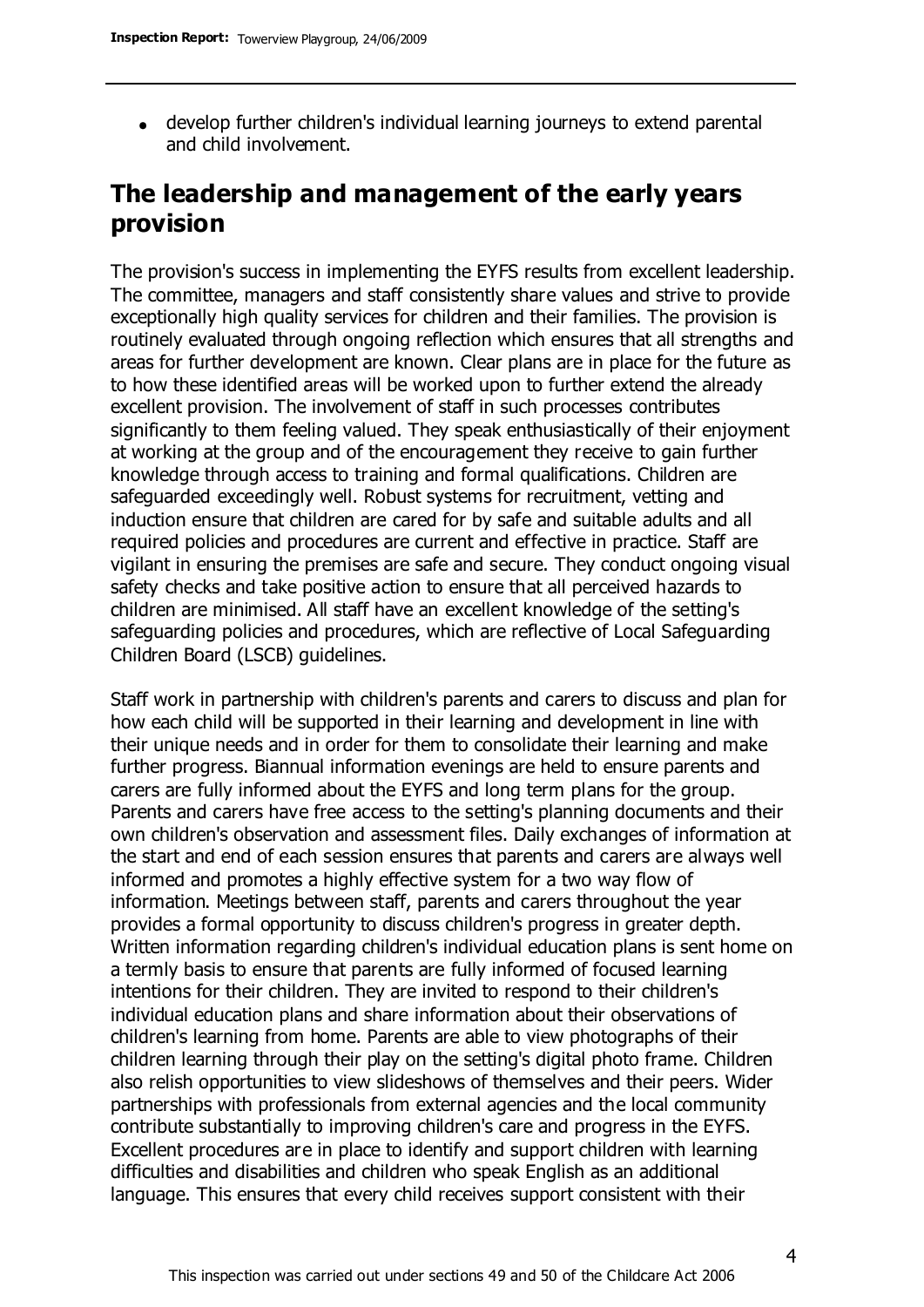- develop further children's individual learning journeys to extend parental and child involvement.

## The leadership and management of the early years provision

The provision's success in implementing the EYFS results from excellent leadership. The committee, managers and staff consistently share values and strive to provide exceptionally high quality services for children and their families. The provision is routinely evaluated through ongoing reflection which ensures that all strengths and areas for further development are known. Clear plans are in place for the future as to how these identified areas will be worked upon to further extend the already excellent provision. The involvement of staff in such processes contributes significantly to them feeling valued. They speak enthusiastically of their enjoyment at working at the group and of the encouragement they receive to gain further knowledge through access to training and formal qualifications. Children are safeguarded exceedingly well. Robust systems for recruitment, vetting and induction ensure that children are cared for by safe and suitable adults and all required policies and procedures are current and effective in practice. Staff are vigilant in ensuring the premises are safe and secure. They conduct ongoing visual safety checks and take positive action to ensure that all perceived hazards to children are minimised. All staff have an excellent knowledge of the setting's safeguarding policies and procedures, which are reflective of Local Safeguarding Children Board (LSCB) guidelines.

Staff work in partnership with children's parents and carers to discuss and plan for how each child will be supported in their learning and development in line with their unique needs and in order for them to consolidate their learning and make further progress. Biannual information evenings are held to ensure parents and carers are fully informed about the EYFS and long term plans for the group. Parents and carers have free access to the setting's planning documents and their own children's observation and assessment files. Daily exchanges of information at the start and end of each session ensures that parents and carers are always well informed and promotes a highly effective system for a two way flow of information. Meetings between staff, parents and carers throughout the year provides a formal opportunity to discuss children's progress in greater depth. Written information regarding children's individual education plans is sent home on a termly basis to ensure that parents are fully informed of focused learning intentions for their children. They are invited to respond to their children's individual education plans and share information about their observations of children's learning from home. Parents are able to view photographs of their children learning through their play on the setting's digital photo frame. Children also relish opportunities to view slideshows of themselves and their peers. Wider partnerships with professionals from external agencies and the local community contribute substantially to improving children's care and progress in the EYFS. Excellent procedures are in place to identify and support children with learning difficulties and disabilities and children who speak English as an additional language. This ensures that every child receives support consistent with their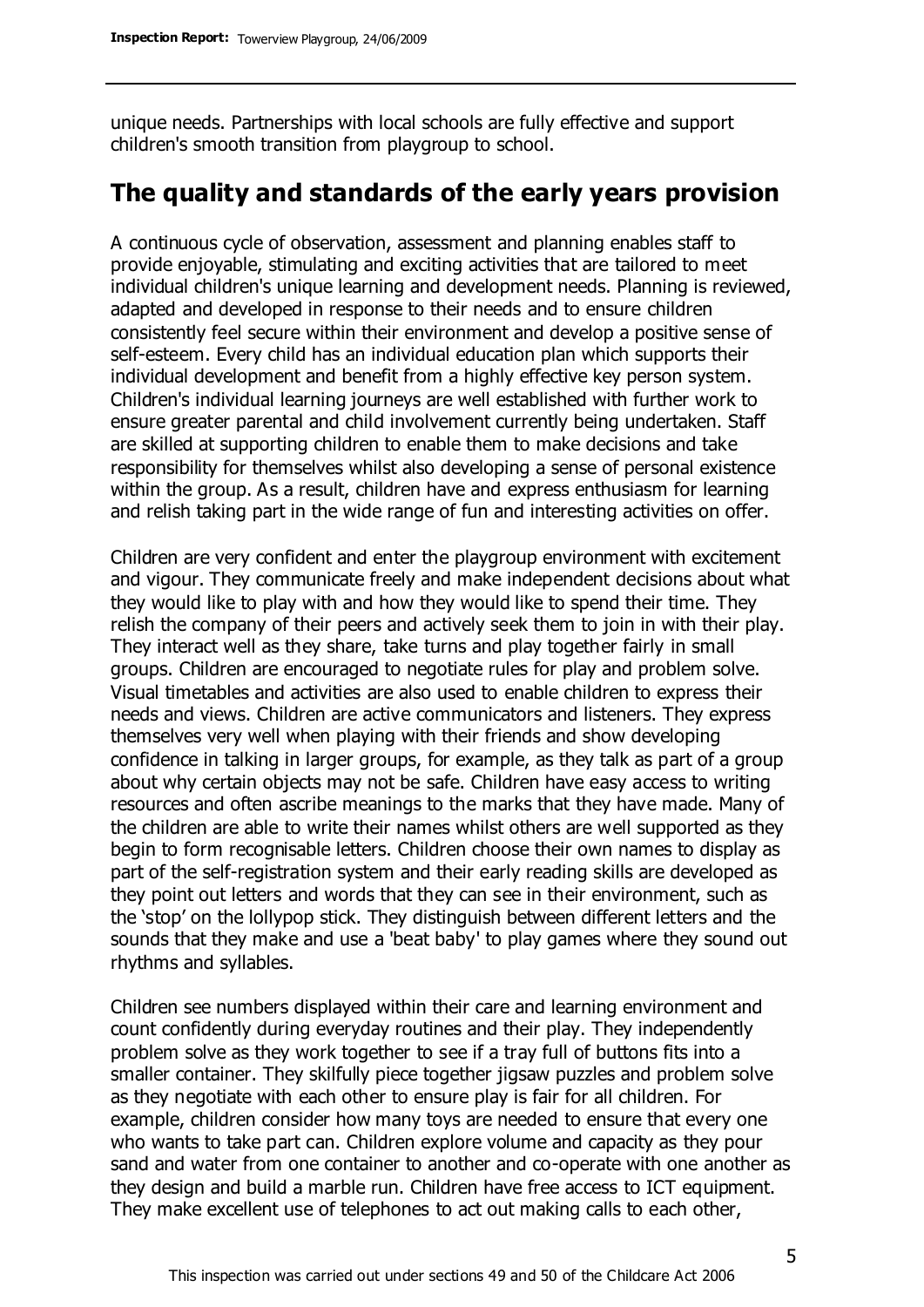unique needs. Partnerships with local schools are fully effective and support children's smooth transition from playgroup to school.

## The quality and standards of the early years provision

A continuous cycle of observation, assessment and planning enables staff to provide enjoyable, stimulating and exciting activities that are tailored to meet individual children's unique learning and development needs. Planning is reviewed, adapted and developed in response to their needs and to ensure children consistently feel secure within their environment and develop a positive sense of self-esteem. Every child has an individual education plan which supports their individual development and benefit from a highly effective key person system. Children's individual learning journeys are well established with further work to ensure greater parental and child involvement currently being undertaken. Staff are skilled at supporting children to enable them to make decisions and take responsibility for themselves whilst also developing a sense of personal existence within the group. As a result, children have and express enthusiasm for learning and relish taking part in the wide range of fun and interesting activities on offer.

Children are very confident and enter the playgroup environment with excitement and vigour. They communicate freely and make independent decisions about what they would like to play with and how they would like to spend their time. They relish the company of their peers and actively seek them to join in with their play. They interact well as they share, take turns and play together fairly in small groups. Children are encouraged to negotiate rules for play and problem solve. Visual timetables and activities are also used to enable children to express their needs and views. Children are active communicators and listeners. They express themselves very well when playing with their friends and show developing confidence in talking in larger groups, for example, as they talk as part of a group about why certain objects may not be safe. Children have easy access to writing resources and often ascribe meanings to the marks that they have made. Many of the children are able to write their names whilst others are well supported as they begin to form recognisable letters. Children choose their own names to display as part of the self-registration system and their early reading skills are developed as they point out letters and words that they can see in their environment, such as the 'stop' on the lollypop stick. They distinguish between different letters and the sounds that they make and use a 'beat baby' to play games where they sound out rhythms and syllables.

Children see numbers displayed within their care and learning environment and count confidently during everyday routines and their play. They independently problem solve as they work together to see if a tray full of buttons fits into a smaller container. They skilfully piece together jigsaw puzzles and problem solve as they negotiate with each other to ensure play is fair for all children. For example, children consider how many toys are needed to ensure that every one who wants to take part can. Children explore volume and capacity as they pour sand and water from one container to another and co-operate with one another as they design and build a marble run. Children have free access to ICT equipment. They make excellent use of telephones to act out making calls to each other,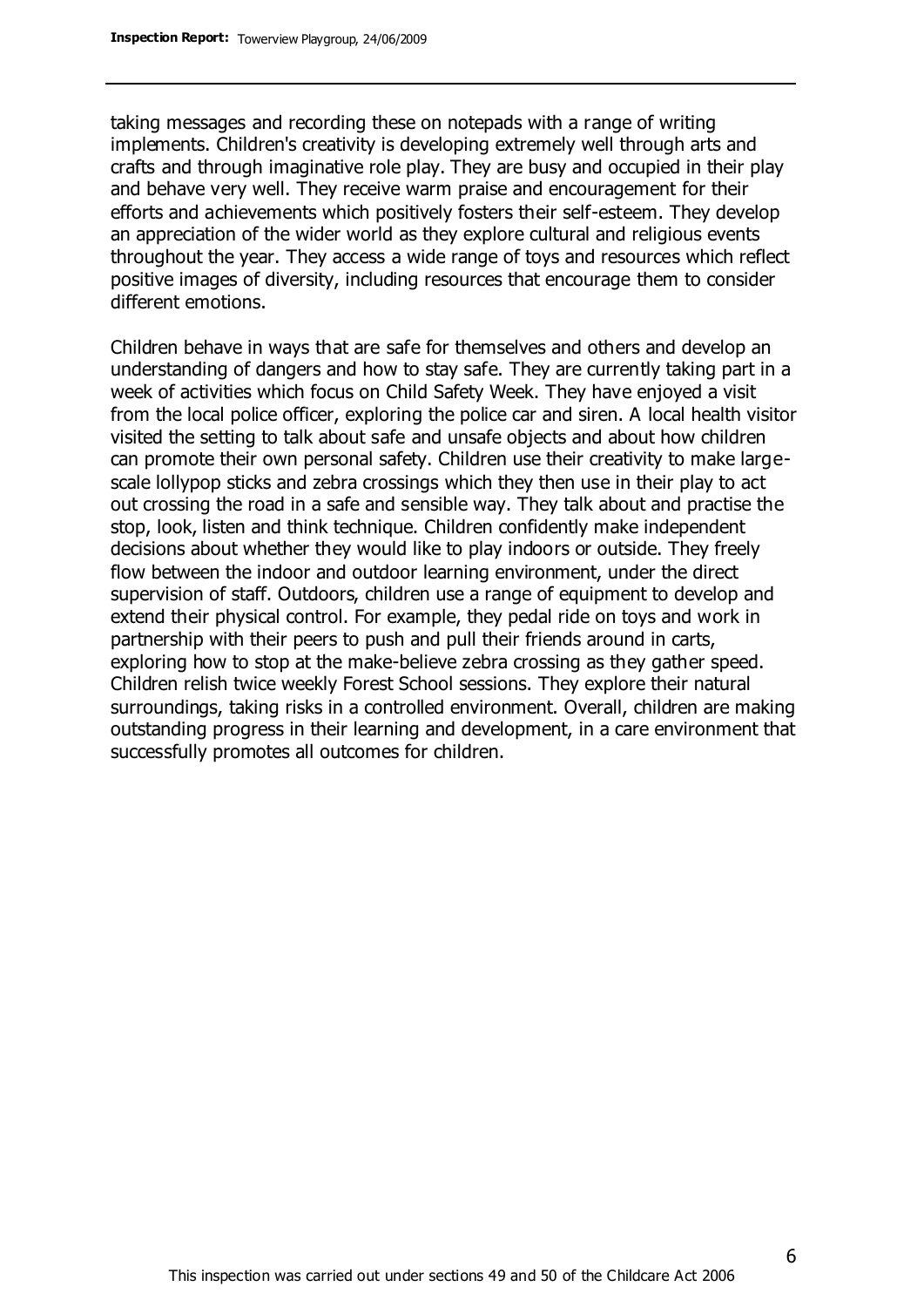taking messages and recording these on notepads with a range of writing implements. Children's creativity is developing extremely well through arts and crafts and through imaginative role play. They are busy and occupied in their play and behave very well. They receive warm praise and encouragement for their efforts and achievements which positively fosters their self-esteem. They develop an appreciation of the wider world as they explore cultural and religious events throughout the year. They access a wide range of toys and resources which reflect positive images of diversity, including resources that encourage them to consider different emotions.

Children behave in ways that are safe for themselves and others and develop an understanding of dangers and how to stay safe. They are currently taking part in a week of activities which focus on Child Safety Week. They have enjoyed a visit from the local police officer, exploring the police car and siren. A local health visitor visited the setting to talk about safe and unsafe objects and about how children can promote their own personal safety. Children use their creativity to make large-scale lollypop sticks and zebra crossings which they then use in their play to act out crossing the road in a safe and sensible way. They talk about and practise the stop, look, listen and think technique. Children confidently make independent decisions about whether they would like to play indoors or outside. They freely flow between the indoor and outdoor learning environment, under the direct supervision of staff. Outdoors, children use a range of equipment to develop and extend their physical control. For example, they pedal ride on toys and work in partnership with their peers to push and pull their friends around in carts, exploring how to stop at the make-believe zebra crossing as they gather speed. Children relish twice weekly Forest School sessions. They explore their natural surroundings, taking risks in a controlled environment. Overall, children are making outstanding progress in their learning and development, in a care environment that successfully promotes all outcomes for children.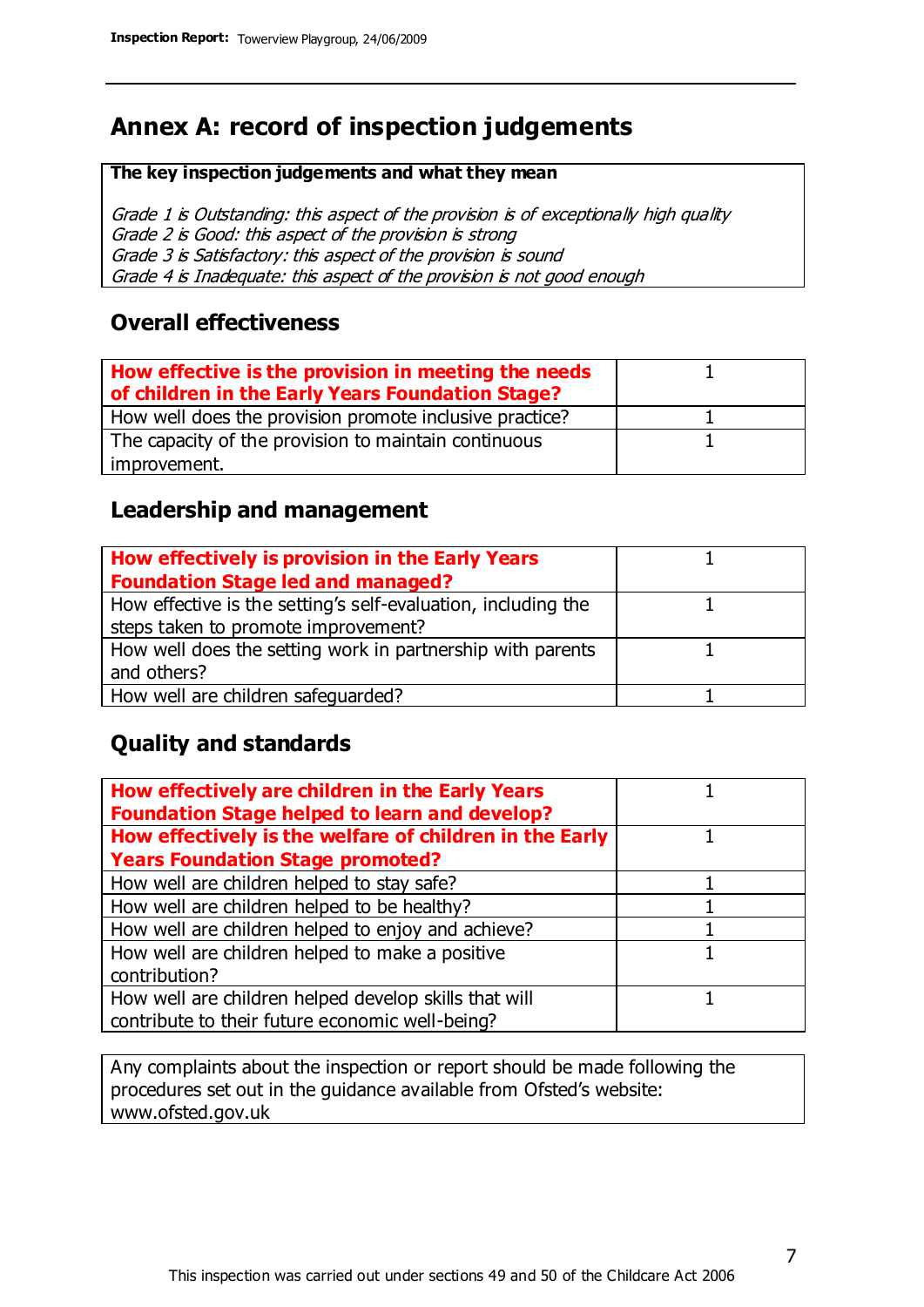## Annex A: record of inspection judgements

| The key inspection judgements and what they mean |
|---|
| *Grade 1 is Outstanding: this aspect of the provision is of exceptionally high quality*<br>*Grade 2 is Good: this aspect of the provision is strong*<br>*Grade 3 is Satisfactory: this aspect of the provision is sound*<br>*Grade 4 is Inadequate: this aspect of the provision is not good enough* |

### Overall effectiveness

| **How effective is the provision in meeting the needs of children in the Early Years Foundation Stage?** | 1 |
|---|---|
| How well does the provision promote inclusive practice? | 1 |
| The capacity of the provision to maintain continuous improvement. | 1 |

### Leadership and management

| **How effectively is provision in the Early Years Foundation Stage led and managed?** | 1 |
|---|---|
| How effective is the setting's self-evaluation, including the steps taken to promote improvement? | 1 |
| How well does the setting work in partnership with parents and others? | 1 |
| How well are children safeguarded? | 1 |

### Quality and standards

| **How effectively are children in the Early Years Foundation Stage helped to learn and develop?** | 1 |
|---|---|
| **How effectively is the welfare of children in the Early Years Foundation Stage promoted?** | 1 |
| How well are children helped to stay safe? | 1 |
| How well are children helped to be healthy? | 1 |
| How well are children helped to enjoy and achieve? | 1 |
| How well are children helped to make a positive contribution? | 1 |
| How well are children helped develop skills that will contribute to their future economic well-being? | 1 |

Any complaints about the inspection or report should be made following the procedures set out in the guidance available from Ofsted's website: www.ofsted.gov.uk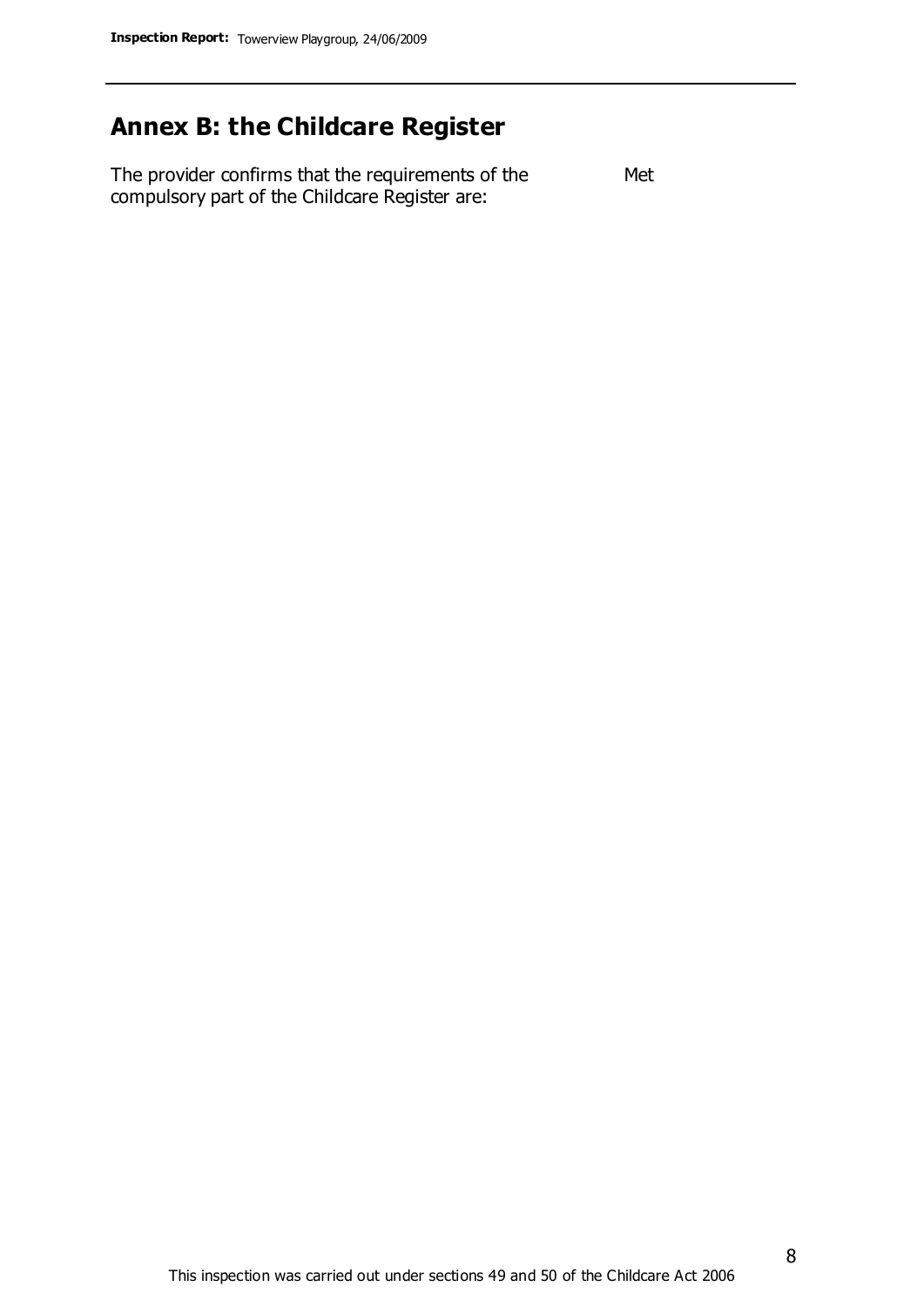## Annex B: the Childcare Register

| | |
|---|---|
| The provider confirms that the requirements of the compulsory part of the Childcare Register are: | Met |

This inspection was carried out under sections 49 and 50 of the Childcare Act 2006